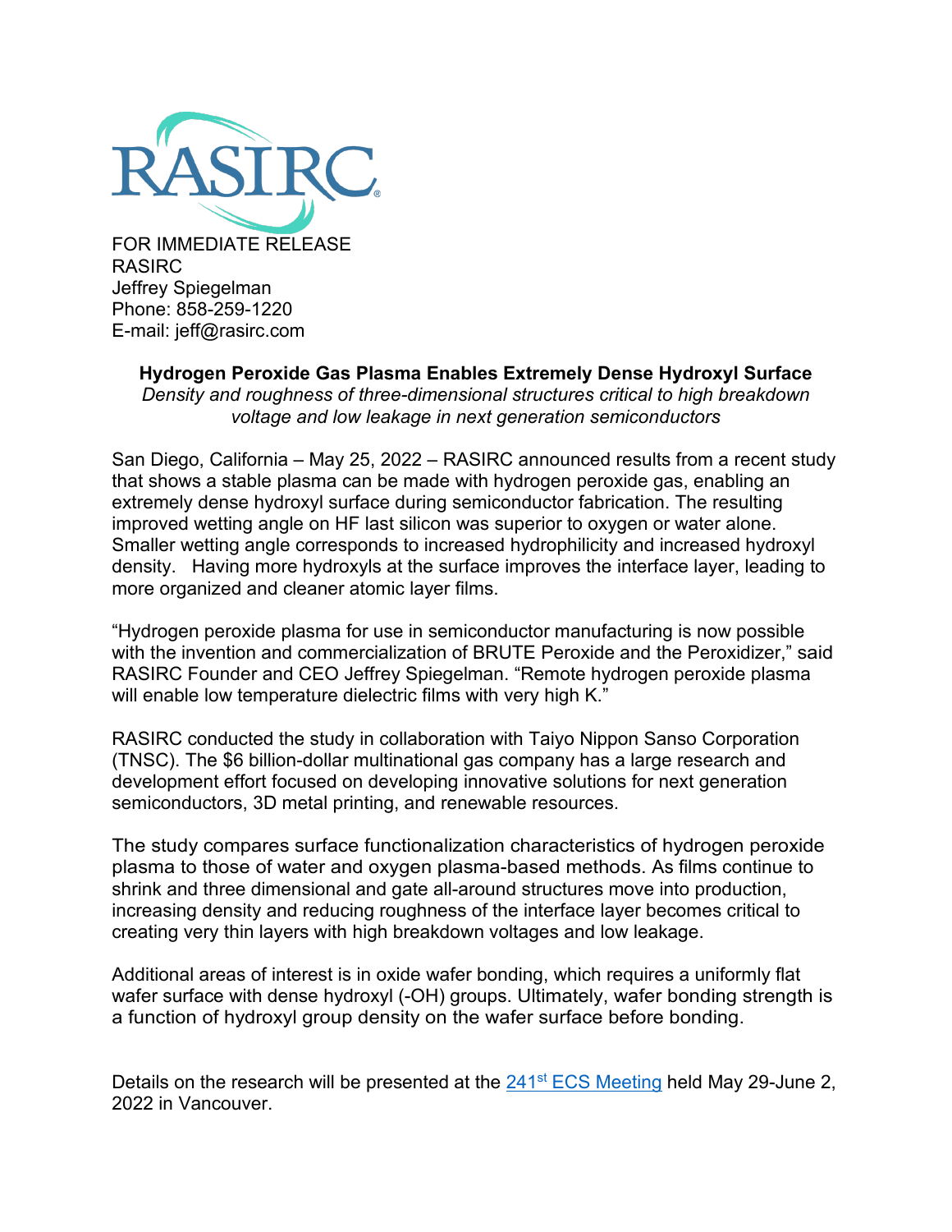RASIRC®

FOR IMMEDIATE RELEASE
RASIRC
Jeffrey Spiegelman
Phone: 858-259-1220
E-mail: jeff@rasirc.com

**Hydrogen Peroxide Gas Plasma Enables Extremely Dense Hydroxyl Surface**
*Density and roughness of three-dimensional structures critical to high breakdown voltage and low leakage in next generation semiconductors*

San Diego, California – May 25, 2022 – RASIRC announced results from a recent study that shows a stable plasma can be made with hydrogen peroxide gas, enabling an extremely dense hydroxyl surface during semiconductor fabrication. The resulting improved wetting angle on HF last silicon was superior to oxygen or water alone. Smaller wetting angle corresponds to increased hydrophilicity and increased hydroxyl density. Having more hydroxyls at the surface improves the interface layer, leading to more organized and cleaner atomic layer films.

"Hydrogen peroxide plasma for use in semiconductor manufacturing is now possible with the invention and commercialization of BRUTE Peroxide and the Peroxidizer," said RASIRC Founder and CEO Jeffrey Spiegelman. "Remote hydrogen peroxide plasma will enable low temperature dielectric films with very high K."

RASIRC conducted the study in collaboration with Taiyo Nippon Sanso Corporation (TNSC). The $6 billion-dollar multinational gas company has a large research and development effort focused on developing innovative solutions for next generation semiconductors, 3D metal printing, and renewable resources.

The study compares surface functionalization characteristics of hydrogen peroxide plasma to those of water and oxygen plasma-based methods. As films continue to shrink and three dimensional and gate all-around structures move into production, increasing density and reducing roughness of the interface layer becomes critical to creating very thin layers with high breakdown voltages and low leakage.

Additional areas of interest is in oxide wafer bonding, which requires a uniformly flat wafer surface with dense hydroxyl (-OH) groups. Ultimately, wafer bonding strength is a function of hydroxyl group density on the wafer surface before bonding.

Details on the research will be presented at the 241st ECS Meeting held May 29-June 2, 2022 in Vancouver.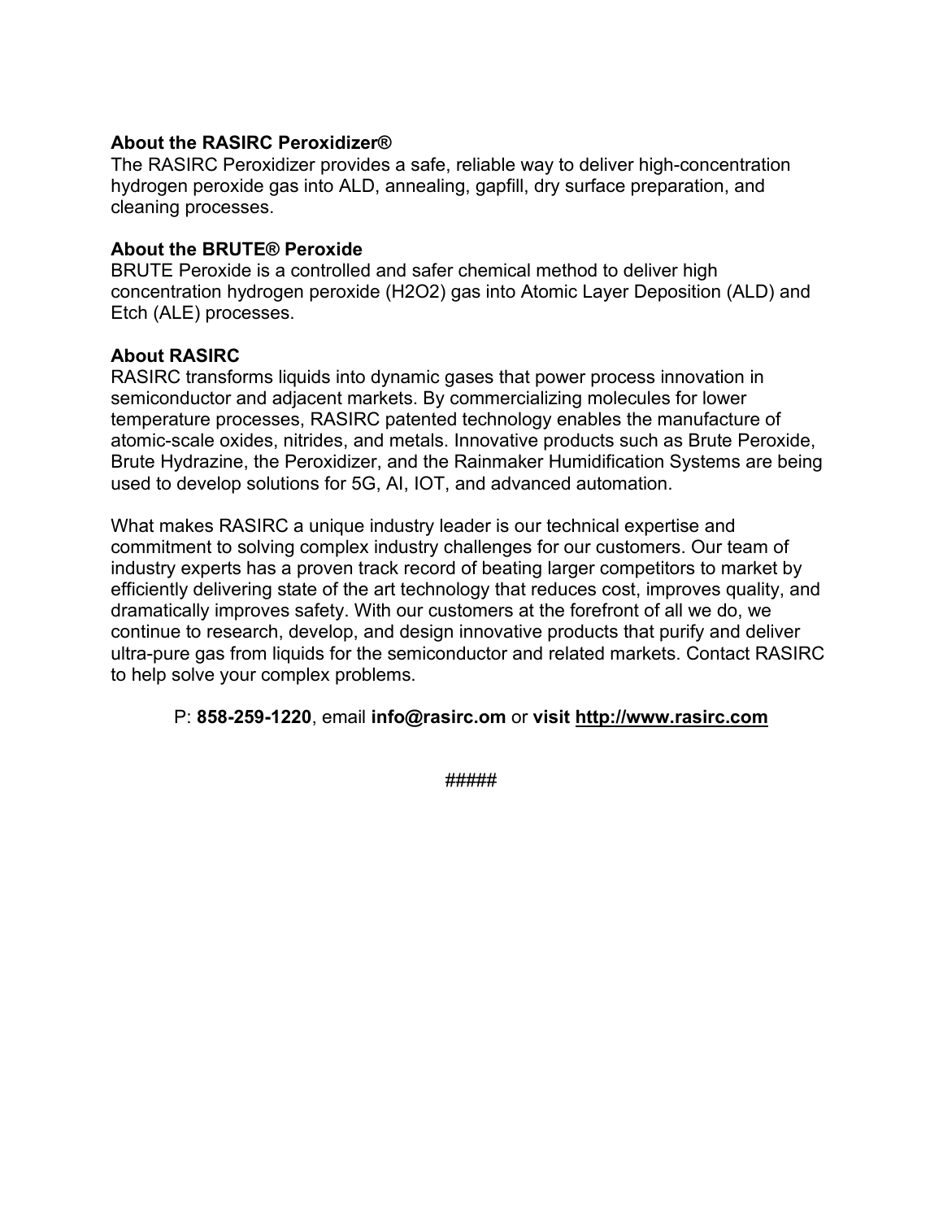**About the RASIRC Peroxidizer®**
The RASIRC Peroxidizer provides a safe, reliable way to deliver high-concentration hydrogen peroxide gas into ALD, annealing, gapfill, dry surface preparation, and cleaning processes.

**About the BRUTE® Peroxide**
BRUTE Peroxide is a controlled and safer chemical method to deliver high concentration hydrogen peroxide ($H_2O_2$) gas into Atomic Layer Deposition (ALD) and Etch (ALE) processes.

**About RASIRC**
RASIRC transforms liquids into dynamic gases that power process innovation in semiconductor and adjacent markets. By commercializing molecules for lower temperature processes, RASIRC patented technology enables the manufacture of atomic-scale oxides, nitrides, and metals. Innovative products such as Brute Peroxide, Brute Hydrazine, the Peroxidizer, and the Rainmaker Humidification Systems are being used to develop solutions for 5G, AI, IOT, and advanced automation.

What makes RASIRC a unique industry leader is our technical expertise and commitment to solving complex industry challenges for our customers. Our team of industry experts has a proven track record of beating larger competitors to market by efficiently delivering state of the art technology that reduces cost, improves quality, and dramatically improves safety. With our customers at the forefront of all we do, we continue to research, develop, and design innovative products that purify and deliver ultra-pure gas from liquids for the semiconductor and related markets. Contact RASIRC to help solve your complex problems.

P: **858-259-1220**, email **info@rasirc.om** or **visit http://www.rasirc.com**

#####